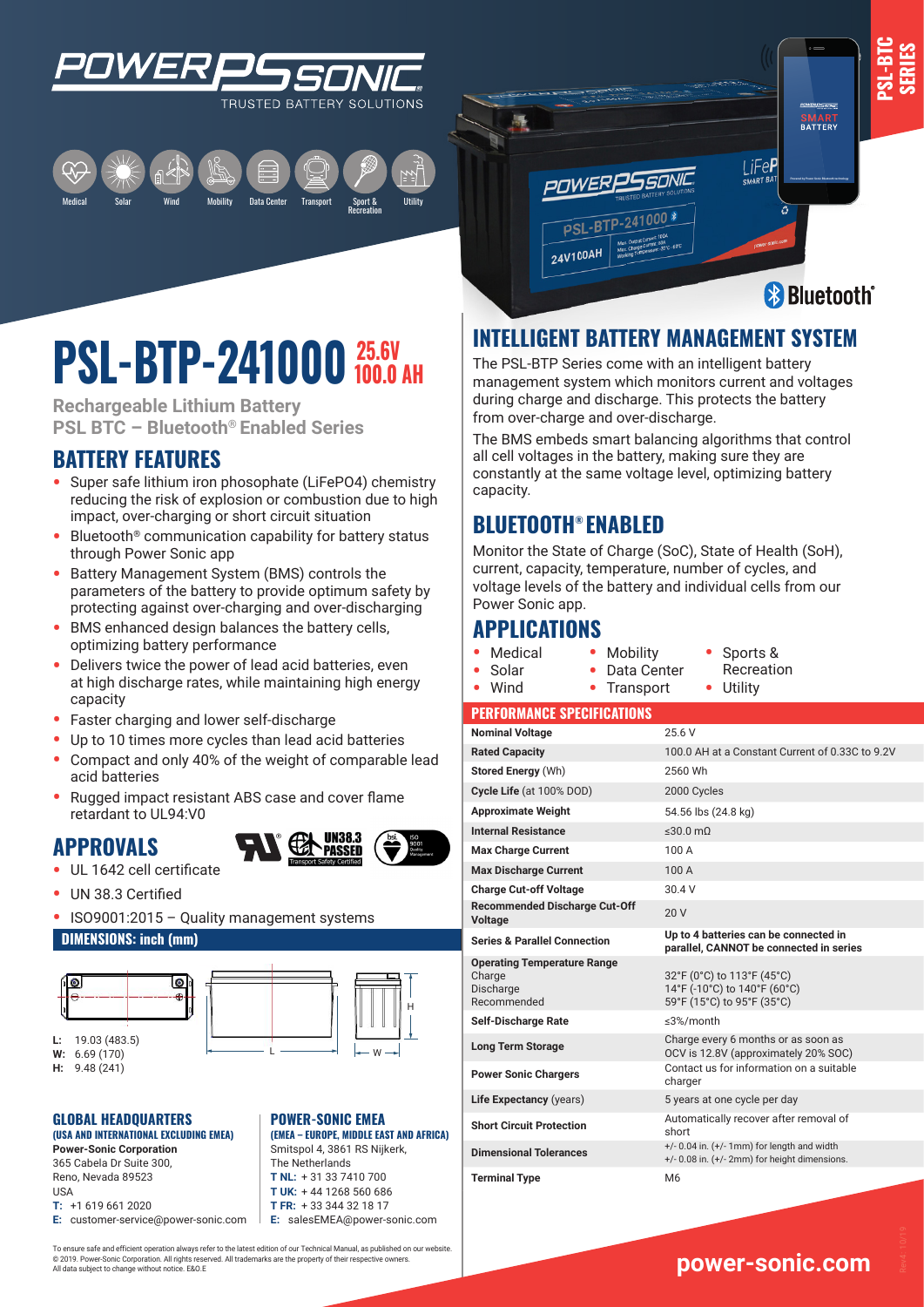# PSL-BTP-241000 25.6V 100.0 AH

**Rechargeable Lithium Battery**
**PSL BTC – Bluetooth® Enabled Series**

Medical | Solar | Wind | Mobility | Data Center | Transport | Sport & Recreation | Utility

## BATTERY FEATURES

- Super safe lithium iron phosophate (LiFePO4) chemistry reducing the risk of explosion or combustion due to high impact, over-charging or short circuit situation
- Bluetooth® communication capability for battery status through Power Sonic app
- Battery Management System (BMS) controls the parameters of the battery to provide optimum safety by protecting against over-charging and over-discharging
- BMS enhanced design balances the battery cells, optimizing battery performance
- Delivers twice the power of lead acid batteries, even at high discharge rates, while maintaining high energy capacity
- Faster charging and lower self-discharge
- Up to 10 times more cycles than lead acid batteries
- Compact and only 40% of the weight of comparable lead acid batteries
- Rugged impact resistant ABS case and cover flame retardant to UL94:V0

## APPROVALS

- UL 1642 cell certificate
- UN 38.3 Certified
- ISO9001:2015 – Quality management systems

### DIMENSIONS: inch (mm)

**L:** 19.03 (483.5)
**W:** 6.69 (170)
**H:** 9.48 (241)

## INTELLIGENT BATTERY MANAGEMENT SYSTEM

The PSL-BTP Series come with an intelligent battery management system which monitors current and voltages during charge and discharge. This protects the battery from over-charge and over-discharge.

The BMS embeds smart balancing algorithms that control all cell voltages in the battery, making sure they are constantly at the same voltage level, optimizing battery capacity.

## BLUETOOTH® ENABLED

Monitor the State of Charge (SoC), State of Health (SoH), current, capacity, temperature, number of cycles, and voltage levels of the battery and individual cells from our Power Sonic app.

## APPLICATIONS

- Medical
- Solar
- Wind
- Mobility
- Data Center
- Transport
- Sports & Recreation
- Utility

### PERFORMANCE SPECIFICATIONS

| | |
|---|---|
| **Nominal Voltage** | 25.6 V |
| **Rated Capacity** | 100.0 AH at a Constant Current of 0.33C to 9.2V |
| **Stored Energy** (Wh) | 2560 Wh |
| **Cycle Life** (at 100% DOD) | 2000 Cycles |
| **Approximate Weight** | 54.56 lbs (24.8 kg) |
| **Internal Resistance** | ≤30.0 mΩ |
| **Max Charge Current** | 100 A |
| **Max Discharge Current** | 100 A |
| **Charge Cut-off Voltage** | 30.4 V |
| **Recommended Discharge Cut-Off Voltage** | 20 V |
| **Series & Parallel Connection** | **Up to 4 batteries can be connected in parallel, CANNOT be connected in series** |
| **Operating Temperature Range** Charge / Discharge / Recommended | 32°F (0°C) to 113°F (45°C) / 14°F (-10°C) to 140°F (60°C) / 59°F (15°C) to 95°F (35°C) |
| **Self-Discharge Rate** | ≤3%/month |
| **Long Term Storage** | Charge every 6 months or as soon as OCV is 12.8V (approximately 20% SOC) |
| **Power Sonic Chargers** | Contact us for information on a suitable charger |
| **Life Expectancy** (years) | 5 years at one cycle per day |
| **Short Circuit Protection** | Automatically recover after removal of short |
| **Dimensional Tolerances** | +/- 0.04 in. (+/- 1mm) for length and width +/- 0.08 in. (+/- 2mm) for height dimensions. |
| **Terminal Type** | M6 |

### GLOBAL HEADQUARTERS
**(USA AND INTERNATIONAL EXCLUDING EMEA)**

**Power-Sonic Corporation**
365 Cabela Dr Suite 300,
Reno, Nevada 89523
USA
**T:** +1 619 661 2020
**E:** customer-service@power-sonic.com

### POWER-SONIC EMEA
**(EMEA – EUROPE, MIDDLE EAST AND AFRICA)**

Smitspol 4, 3861 RS Nijkerk,
The Netherlands
**T NL:** + 31 33 7410 700
**T UK:** + 44 1268 560 686
**T FR:** + 33 344 32 18 17
**E:** salesEMEA@power-sonic.com

To ensure safe and efficient operation always refer to the latest edition of our Technical Manual, as published on our website.
© 2019. Power-Sonic Corporation. All rights reserved. All trademarks are the property of their respective owners.
All data subject to change without notice. E&O.E

**power-sonic.com**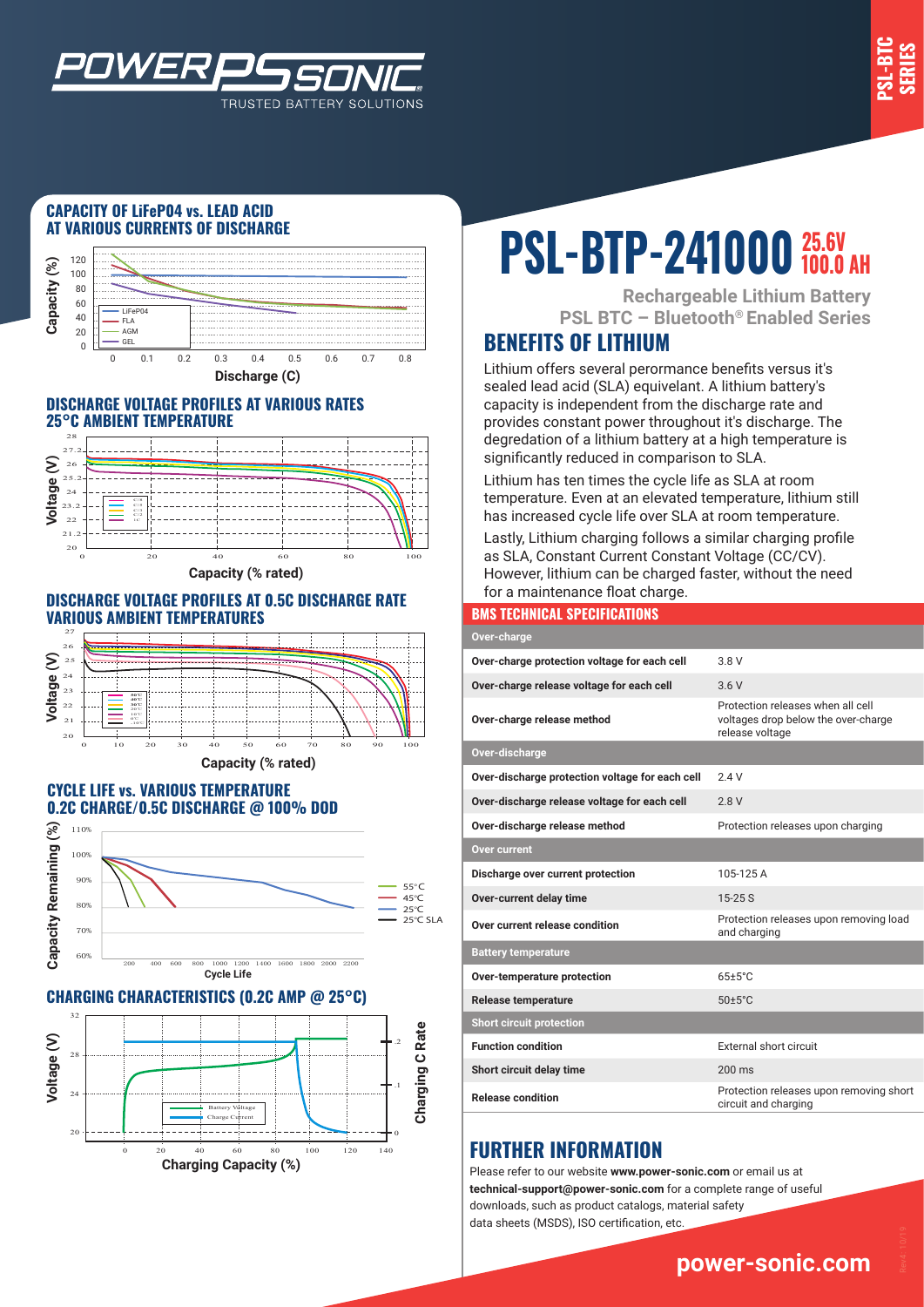## CAPACITY OF LiFePO4 vs. LEAD ACID AT VARIOUS CURRENTS OF DISCHARGE

## DISCHARGE VOLTAGE PROFILES AT VARIOUS RATES 25°C AMBIENT TEMPERATURE

## DISCHARGE VOLTAGE PROFILES AT 0.5C DISCHARGE RATE VARIOUS AMBIENT TEMPERATURES

## CYCLE LIFE vs. VARIOUS TEMPERATURE 0.2C CHARGE/0.5C DISCHARGE @ 100% DOD

## CHARGING CHARACTERISTICS (0.2C AMP @ 25°C)

# PSL-BTP-241000 25.6V 100.0 AH

**Rechargeable Lithium Battery**
**PSL BTC – Bluetooth® Enabled Series**

## BENEFITS OF LITHIUM

Lithium offers several perormance benefits versus it's sealed lead acid (SLA) equivelant. A lithium battery's capacity is independent from the discharge rate and provides constant power throughout it's discharge. The degredation of a lithium battery at a high temperature is significantly reduced in comparison to SLA.

Lithium has ten times the cycle life as SLA at room temperature. Even at an elevated temperature, lithium still has increased cycle life over SLA at room temperature.

Lastly, Lithium charging follows a similar charging profile as SLA, Constant Current Constant Voltage (CC/CV). However, lithium can be charged faster, without the need for a maintenance float charge.

## BMS TECHNICAL SPECIFICATIONS

| Over-charge | |
|---|---|
| Over-charge protection voltage for each cell | 3.8 V |
| Over-charge release voltage for each cell | 3.6 V |
| Over-charge release method | Protection releases when all cell voltages drop below the over-charge release voltage |
| **Over-discharge** | |
| Over-discharge protection voltage for each cell | 2.4 V |
| Over-discharge release voltage for each cell | 2.8 V |
| Over-discharge release method | Protection releases upon charging |
| **Over current** | |
| Discharge over current protection | 105-125 A |
| Over-current delay time | 15-25 S |
| Over current release condition | Protection releases upon removing load and charging |
| **Battery temperature** | |
| Over-temperature protection | 65±5°C |
| Release temperature | 50±5°C |
| **Short circuit protection** | |
| Function condition | External short circuit |
| Short circuit delay time | 200 ms |
| Release condition | Protection releases upon removing short circuit and charging |

## FURTHER INFORMATION

Please refer to our website **www.power-sonic.com** or email us at **technical-support@power-sonic.com** for a complete range of useful downloads, such as product catalogs, material safety data sheets (MSDS), ISO certification, etc.

**power-sonic.com**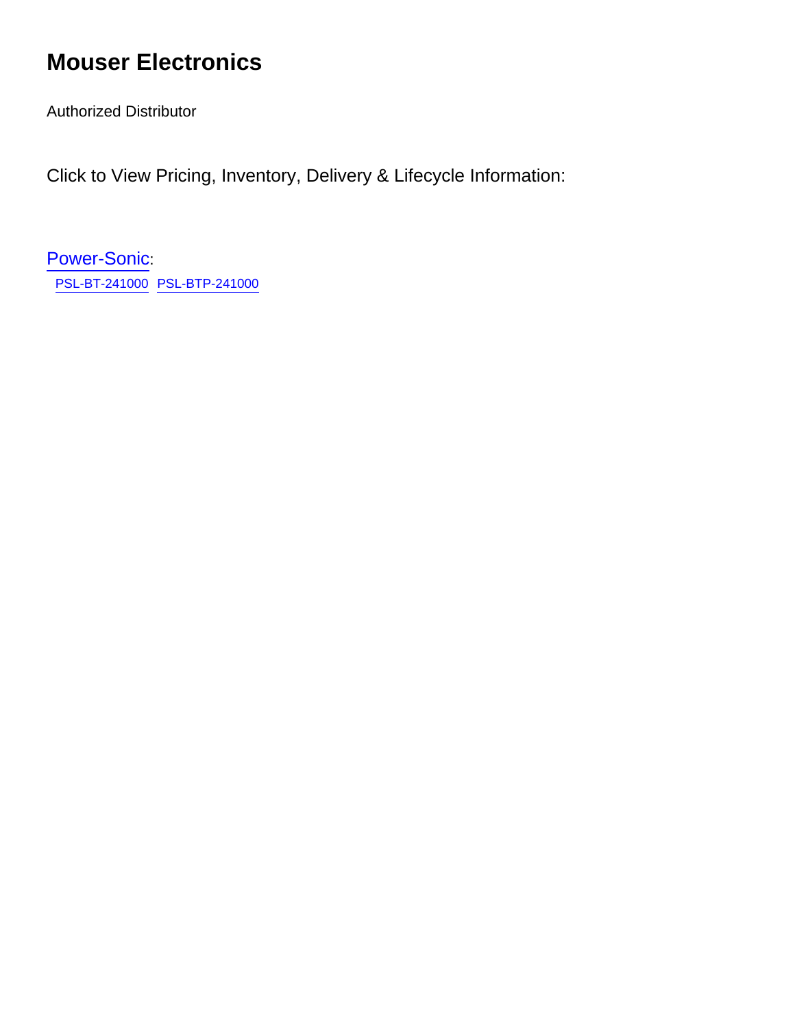# Mouser Electronics

Authorized Distributor

Click to View Pricing, Inventory, Delivery & Lifecycle Information:

Power-Sonic:

PSL-BT-241000 PSL-BTP-241000